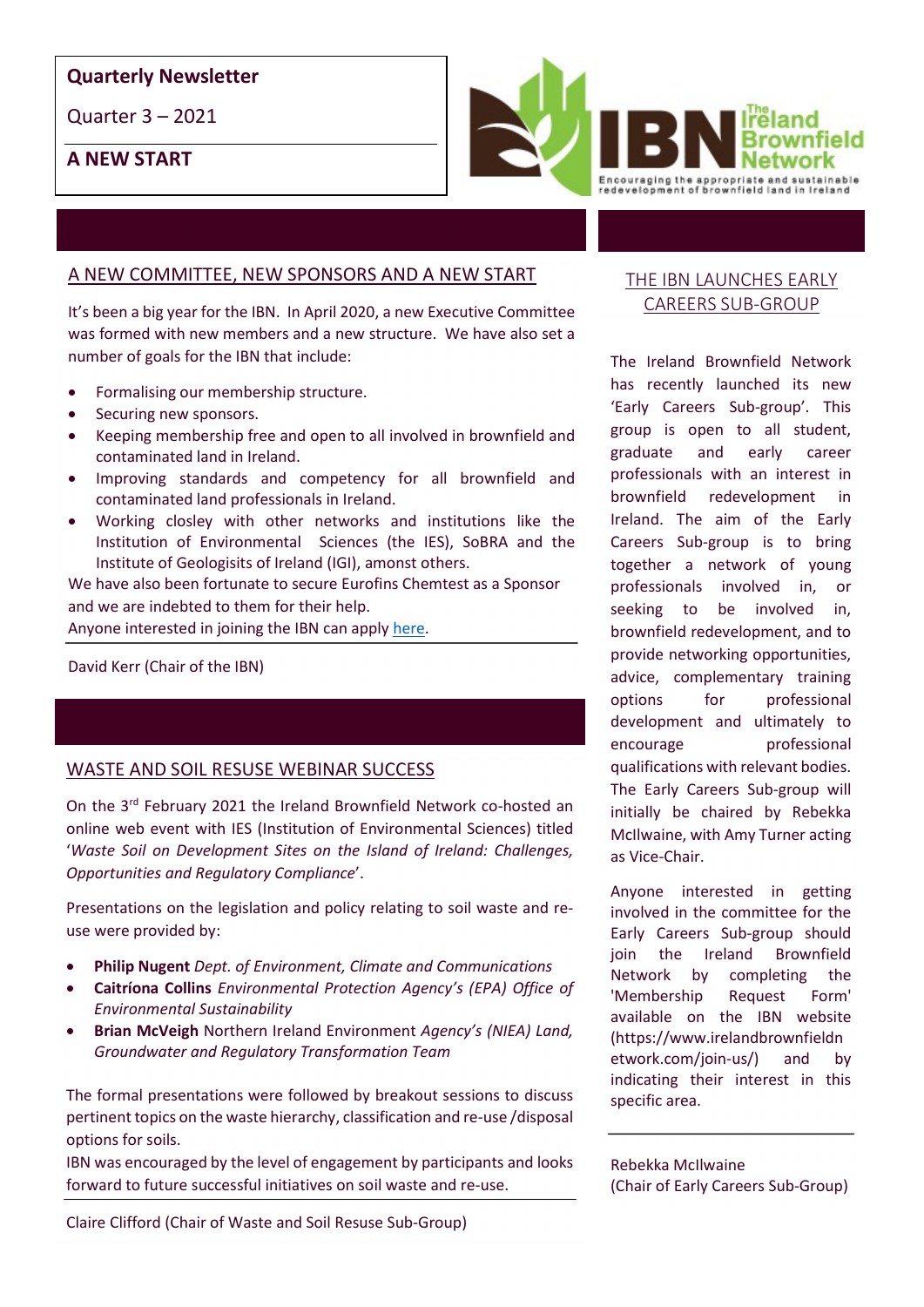**Quarterly Newsletter**

Quarter 3 – 2021

**A NEW START**

The Ireland Brownfield Network

Encouraging the appropriate and sustainable redevelopment of brownfield land in Ireland

## A NEW COMMITTEE, NEW SPONSORS AND A NEW START

It's been a big year for the IBN. In April 2020, a new Executive Committee was formed with new members and a new structure. We have also set a number of goals for the IBN that include:

- Formalising our membership structure.
- Securing new sponsors.
- Keeping membership free and open to all involved in brownfield and contaminated land in Ireland.
- Improving standards and competency for all brownfield and contaminated land professionals in Ireland.
- Working closley with other networks and institutions like the Institution of Environmental Sciences (the IES), SoBRA and the Institute of Geologists of Ireland (IGI), amonst others.

We have also been fortunate to secure Eurofins Chemtest as a Sponsor and we are indebted to them for their help.
Anyone interested in joining the IBN can apply here.

David Kerr (Chair of the IBN)

## WASTE AND SOIL RESUSE WEBINAR SUCCESS

On the 3rd February 2021 the Ireland Brownfield Network co-hosted an online web event with IES (Institution of Environmental Sciences) titled '*Waste Soil on Development Sites on the Island of Ireland: Challenges, Opportunities and Regulatory Compliance*'.

Presentations on the legislation and policy relating to soil waste and re-use were provided by:

- **Philip Nugent** *Dept. of Environment, Climate and Communications*
- **Caitríona Collins** *Environmental Protection Agency's (EPA) Office of Environmental Sustainability*
- **Brian McVeigh** Northern Ireland Environment *Agency's (NIEA) Land, Groundwater and Regulatory Transformation Team*

The formal presentations were followed by breakout sessions to discuss pertinent topics on the waste hierarchy, classification and re-use /disposal options for soils.
IBN was encouraged by the level of engagement by participants and looks forward to future successful initiatives on soil waste and re-use.

Claire Clifford (Chair of Waste and Soil Resuse Sub-Group)

## THE IBN LAUNCHES EARLY CAREERS SUB-GROUP

The Ireland Brownfield Network has recently launched its new 'Early Careers Sub-group'. This group is open to all student, graduate and early career professionals with an interest in brownfield redevelopment in Ireland. The aim of the Early Careers Sub-group is to bring together a network of young professionals involved in, or seeking to be involved in, brownfield redevelopment, and to provide networking opportunities, advice, complementary training options for professional development and ultimately to encourage professional qualifications with relevant bodies. The Early Careers Sub-group will initially be chaired by Rebekka McIlwaine, with Amy Turner acting as Vice-Chair.

Anyone interested in getting involved in the committee for the Early Careers Sub-group should join the Ireland Brownfield Network by completing the 'Membership Request Form' available on the IBN website (https://www.irelandbrownfieldnetwork.com/join-us/) and by indicating their interest in this specific area.

Rebekka McIlwaine
(Chair of Early Careers Sub-Group)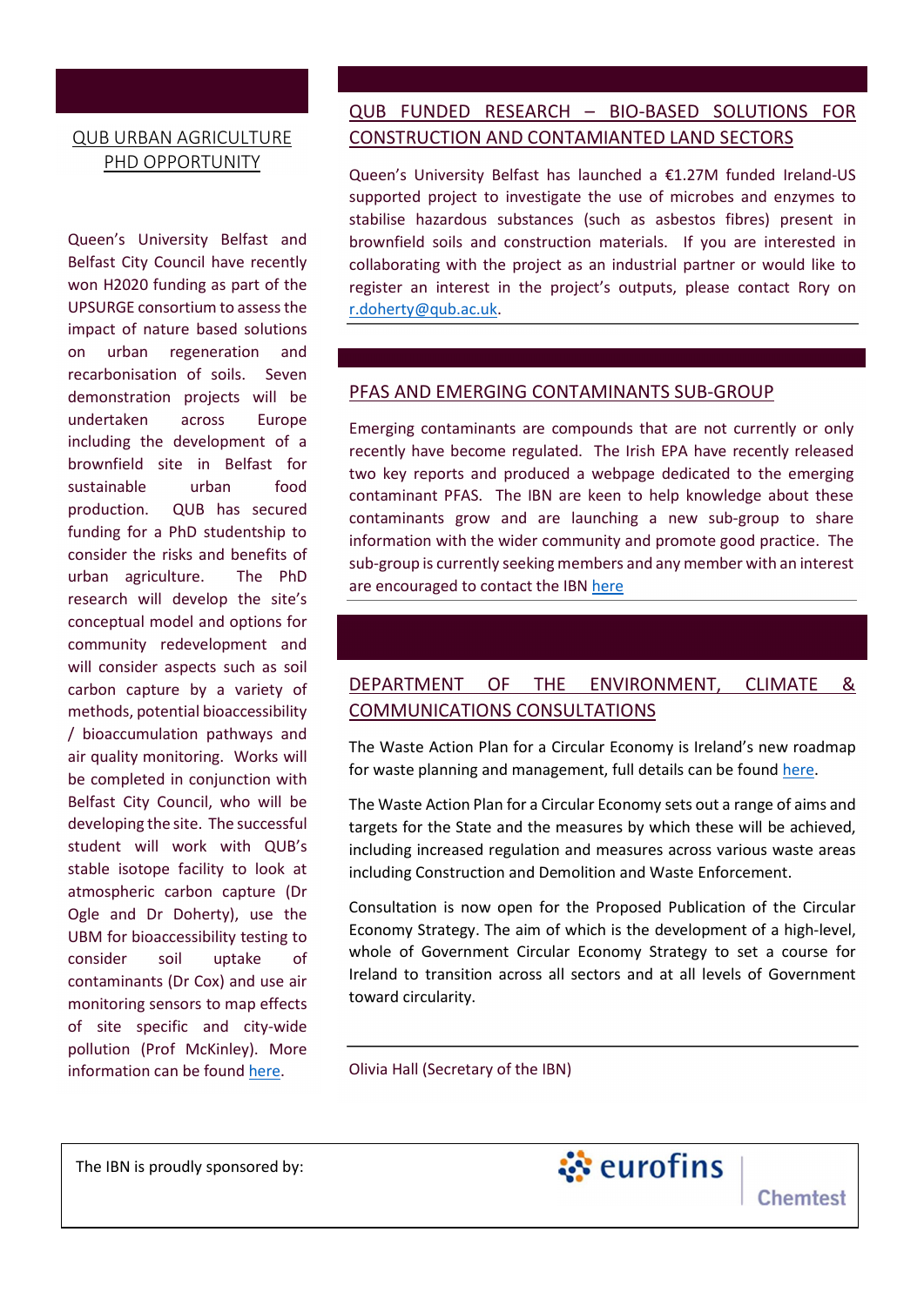## QUB URBAN AGRICULTURE PHD OPPORTUNITY

Queen's University Belfast and Belfast City Council have recently won H2020 funding as part of the UPSURGE consortium to assess the impact of nature based solutions on urban regeneration and recarbonisation of soils. Seven demonstration projects will be undertaken across Europe including the development of a brownfield site in Belfast for sustainable urban food production. QUB has secured funding for a PhD studentship to consider the risks and benefits of urban agriculture. The PhD research will develop the site's conceptual model and options for community redevelopment and will consider aspects such as soil carbon capture by a variety of methods, potential bioaccessibility / bioaccumulation pathways and air quality monitoring. Works will be completed in conjunction with Belfast City Council, who will be developing the site. The successful student will work with QUB's stable isotope facility to look at atmospheric carbon capture (Dr Ogle and Dr Doherty), use the UBM for bioaccessibility testing to consider soil uptake of contaminants (Dr Cox) and use air monitoring sensors to map effects of site specific and city-wide pollution (Prof McKinley). More information can be found here.

## QUB FUNDED RESEARCH – BIO-BASED SOLUTIONS FOR CONSTRUCTION AND CONTAMIANTED LAND SECTORS

Queen's University Belfast has launched a €1.27M funded Ireland-US supported project to investigate the use of microbes and enzymes to stabilise hazardous substances (such as asbestos fibres) present in brownfield soils and construction materials. If you are interested in collaborating with the project as an industrial partner or would like to register an interest in the project's outputs, please contact Rory on r.doherty@qub.ac.uk.

## PFAS AND EMERGING CONTAMINANTS SUB-GROUP

Emerging contaminants are compounds that are not currently or only recently have become regulated. The Irish EPA have recently released two key reports and produced a webpage dedicated to the emerging contaminant PFAS. The IBN are keen to help knowledge about these contaminants grow and are launching a new sub-group to share information with the wider community and promote good practice. The sub-group is currently seeking members and any member with an interest are encouraged to contact the IBN here

## DEPARTMENT OF THE ENVIRONMENT, CLIMATE & COMMUNICATIONS CONSULTATIONS

The Waste Action Plan for a Circular Economy is Ireland's new roadmap for waste planning and management, full details can be found here.

The Waste Action Plan for a Circular Economy sets out a range of aims and targets for the State and the measures by which these will be achieved, including increased regulation and measures across various waste areas including Construction and Demolition and Waste Enforcement.

Consultation is now open for the Proposed Publication of the Circular Economy Strategy. The aim of which is the development of a high-level, whole of Government Circular Economy Strategy to set a course for Ireland to transition across all sectors and at all levels of Government toward circularity.

Olivia Hall (Secretary of the IBN)

The IBN is proudly sponsored by: eurofins | Chemtest